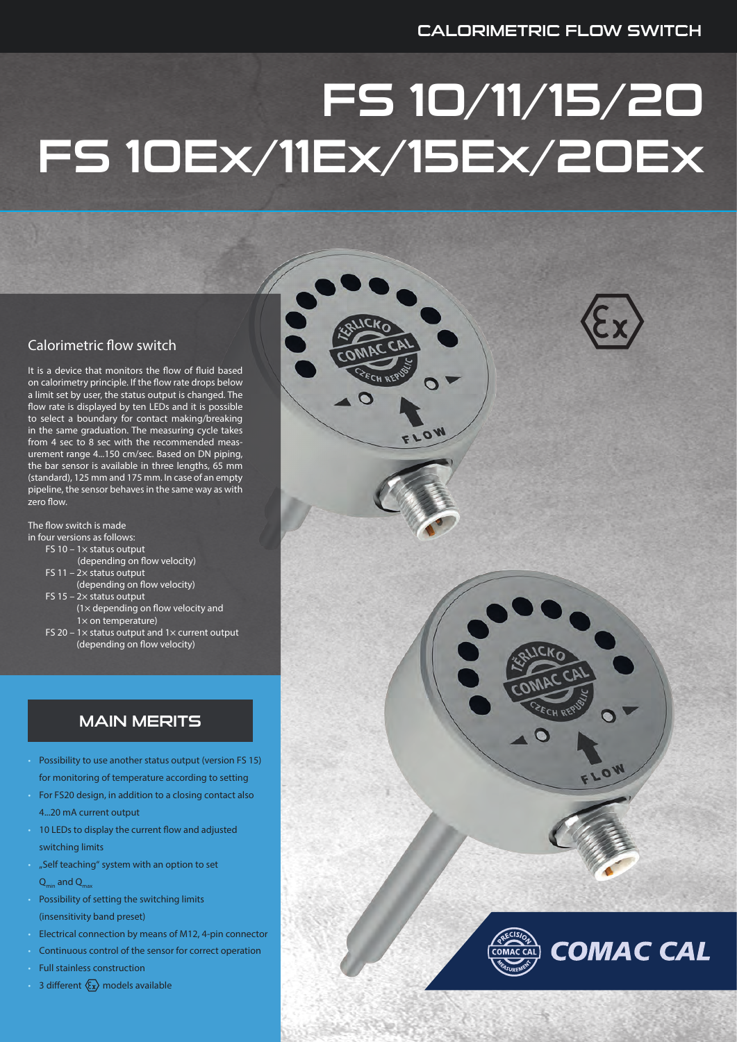CALORIMETRIC FLOW SWITCH

# FS 10/11/15/20
# FS 10Ex/11Ex/15Ex/20Ex

## Calorimetric flow switch

It is a device that monitors the flow of fluid based on calorimetry principle. If the flow rate drops below a limit set by user, the status output is changed. The flow rate is displayed by ten LEDs and it is possible to select a boundary for contact making/breaking in the same graduation. The measuring cycle takes from 4 sec to 8 sec with the recommended measurement range 4...150 cm/sec. Based on DN piping, the bar sensor is available in three lengths, 65 mm (standard), 125 mm and 175 mm. In case of an empty pipeline, the sensor behaves in the same way as with zero flow.

The flow switch is made in four versions as follows:

- FS 10 – 1× status output (depending on flow velocity)
- FS 11 – 2× status output (depending on flow velocity)
- FS 15 – 2× status output (1× depending on flow velocity and 1× on temperature)
- FS 20 – 1× status output and 1× current output (depending on flow velocity)

## MAIN MERITS

- Possibility to use another status output (version FS 15) for monitoring of temperature according to setting
- For FS20 design, in addition to a closing contact also 4...20 mA current output
- 10 LEDs to display the current flow and adjusted switching limits
- „Self teaching" system with an option to set $Q_{min}$ and $Q_{max}$
- Possibility of setting the switching limits (insensitivity band preset)
- Electrical connection by means of M12, 4-pin connector
- Continuous control of the sensor for correct operation
- Full stainless construction
- 3 different Ex models available

COMAC CAL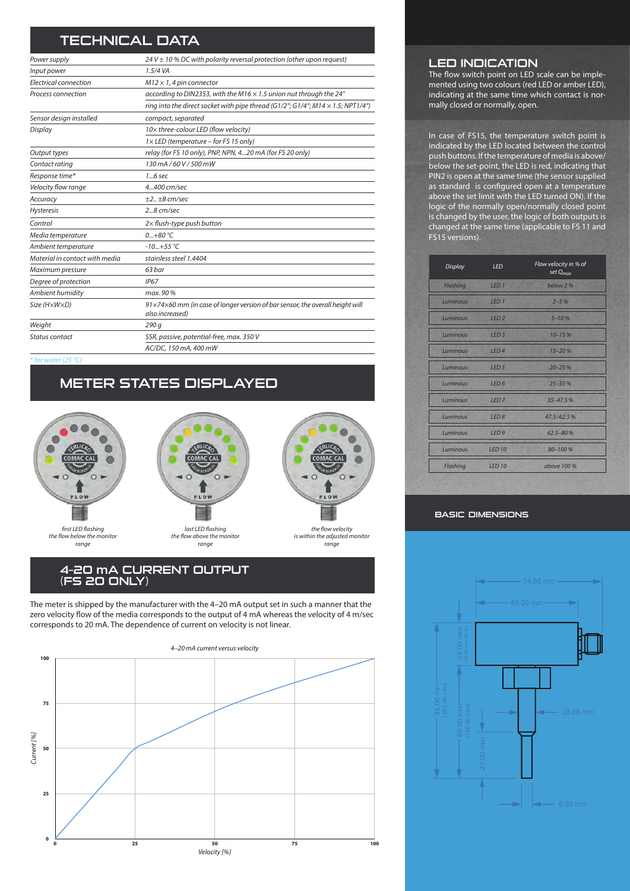# TECHNICAL DATA

| | |
|---|---|
| Power supply | 24 V ± 10 % DC with polarity reversal protection (other upon request) |
| Input power | 1.5/4 VA |
| Electrical connection | M12 × 1, 4 pin connector |
| Process connection | according to DIN2353, with the M16 × 1.5 union nut through the 24° |
| | ring into the direct socket with pipe thread (G1/2"; G1/4"; M14 × 1.5; NPT1/4") |
| Sensor design installed | compact, separated |
| Display | 10× three-colour LED (flow velocity) |
| | 1× LED (temperature – for FS 15 only) |
| Output types | relay (for FS 10 only), PNP, NPN, 4...20 mA (for FS 20 only) |
| Contact rating | 130 mA / 60 V / 500 mW |
| Response time* | 1...6 sec |
| Velocity flow range | 4...400 cm/sec |
| Accuracy | ±2.. ±8 cm/sec |
| Hysteresis | 2...8 cm/sec |
| Control | 2× flush-type push button |
| Media temperature | 0...+80 °C |
| Ambient temperature | -10...+55 °C |
| Material in contact with media | stainless steel 1.4404 |
| Maximum pressure | 63 bar |
| Degree of protection | IP67 |
| Ambient humidity | max. 90 % |
| Size (H×W×D) | 91×74×60 mm (in case of longer version of bar sensor, the overall height will also increased) |
| Weight | 290 g |
| Status contact | SSR, passive, potential-free, max. 350 V |
| | AC/DC, 150 mA, 400 mW |

* for water (25 °C)

# METER STATES DISPLAYED

first LED flashing the flow below the monitor range

last LED flashing the flow above the monitor range

the flow velocity is within the adjusted monitor range

# 4-20 mA CURRENT OUTPUT (FS 20 ONLY)

The meter is shipped by the manufacturer with the 4–20 mA output set in such a manner that the zero velocity flow of the media corresponds to the output of 4 mA whereas the velocity of 4 m/sec corresponds to 20 mA. The dependence of current on velocity is not linear.

4–20 mA current versus velocity

# LED INDICATION

The flow switch point on LED scale can be implemented using two colours (red LED or amber LED), indicating at the same time which contact is normally closed or normally, open.

In case of FS15, the temperature switch point is indicated by the LED located between the control push buttons. If the temperature of media is above/below the set-point, the LED is red, indicating that PIN2 is open at the same time (the sensor supplied as standard is configured open at a temperature above the set limit with the LED turned ON). If the logic of the normally open/normally closed point is changed by the user, the logic of both outputs is changed at the same time (applicable to FS 11 and FS15 versions).

| Display | LED | Flow velocity in % of set $Q_{max}$ |
|---|---|---|
| Flashing | LED 1 | below 2 % |
| Luminous | LED 1 | 2–5 % |
| Luminous | LED 2 | 5–10 % |
| Luminous | LED 3 | 10–15 % |
| Luminous | LED 4 | 15–20 % |
| Luminous | LED 5 | 20–25 % |
| Luminous | LED 6 | 25–35 % |
| Luminous | LED 7 | 35–47.5 % |
| Luminous | LED 8 | 47.5–62.5 % |
| Luminous | LED 9 | 62.5–80 % |
| Luminous | LED 10 | 80–100 % |
| Flashing | LED 10 | above 100 % |

## BASIC DIMENSIONS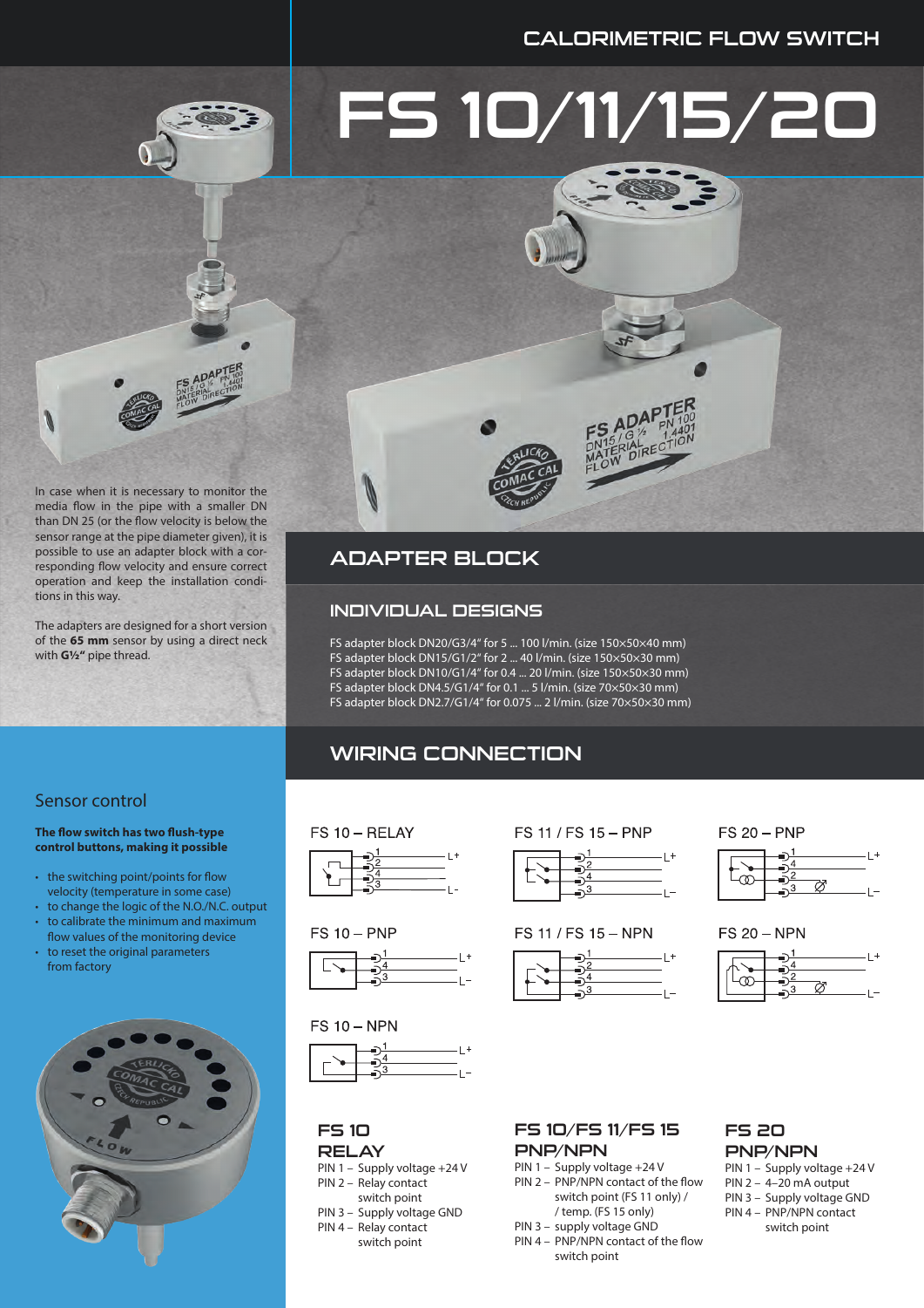CALORIMETRIC FLOW SWITCH

# FS 10/11/15/20

In case when it is necessary to monitor the media flow in the pipe with a smaller DN than DN 25 (or the flow velocity is below the sensor range at the pipe diameter given), it is possible to use an adapter block with a corresponding flow velocity and ensure correct operation and keep the installation conditions in this way.

The adapters are designed for a short version of the **65 mm** sensor by using a direct neck with **G½"** pipe thread.

## ADAPTER BLOCK

### INDIVIDUAL DESIGNS

FS adapter block DN20/G3/4" for 5 ... 100 l/min. (size 150×50×40 mm)
FS adapter block DN15/G1/2" for 2 ... 40 l/min. (size 150×50×30 mm)
FS adapter block DN10/G1/4" for 0.4 ... 20 l/min. (size 150×50×30 mm)
FS adapter block DN4.5/G1/4" for 0.1 ... 5 l/min. (size 70×50×30 mm)
FS adapter block DN2.7/G1/4" for 0.075 ... 2 l/min. (size 70×50×30 mm)

## Sensor control

**The flow switch has two flush-type control buttons, making it possible**

- the switching point/points for flow velocity (temperature in some case)
- to change the logic of the N.O./N.C. output
- to calibrate the minimum and maximum flow values of the monitoring device
- to reset the original parameters from factory

## WIRING CONNECTION

FS 10 – RELAY

FS 10 – PNP

FS 10 – NPN

FS 11 / FS 15 – PNP

FS 11 / FS 15 – NPN

FS 20 – PNP

FS 20 – NPN

### FS 10 RELAY

PIN 1 – Supply voltage +24 V
PIN 2 – Relay contact switch point
PIN 3 – Supply voltage GND
PIN 4 – Relay contact switch point

### FS 10/FS 11/FS 15 PNP/NPN

PIN 1 – Supply voltage +24 V
PIN 2 – PNP/NPN contact of the flow switch point (FS 11 only) / / temp. (FS 15 only)
PIN 3 – supply voltage GND
PIN 4 – PNP/NPN contact of the flow switch point

### FS 20 PNP/NPN

PIN 1 – Supply voltage +24 V
PIN 2 – 4–20 mA output
PIN 3 – Supply voltage GND
PIN 4 – PNP/NPN contact switch point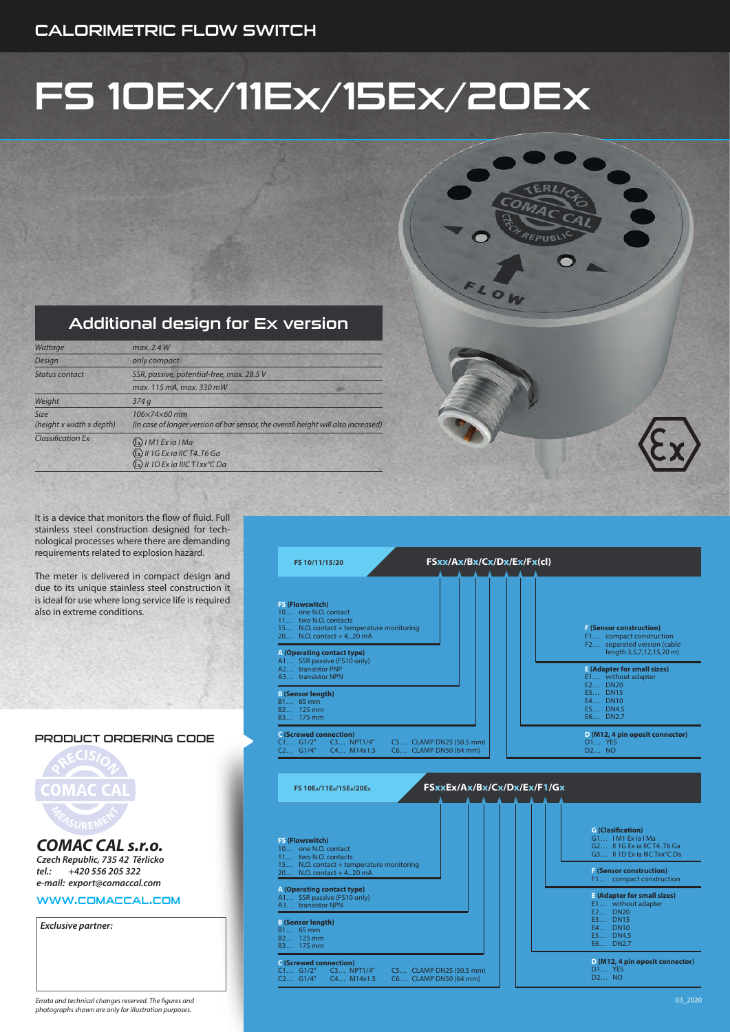## CALORIMETRIC FLOW SWITCH

# FS 10Ex/11Ex/15Ex/20Ex

## Additional design for Ex version

| | |
|---|---|
| *Wattage* | *max. 2.4 W* |
| *Design* | *only compact* |
| *Status contact* | *SSR, passive, potential-free, max. 28.5 V* |
| | *max. 115 mA, max. 330 mW* |
| *Weight* | *374 g* |
| *Size (height x width x depth)* | *106×74×60 mm (in case of longer version of bar sensor, the overall height will also increased)* |
| *Classification Ex* | *Ex I M1 Ex ia I Ma*<br>*Ex II 1G Ex ia IIC T4..T6 Ga*<br>*Ex II 1D Ex ia IIIC T1xx°C Da* |

It is a device that monitors the flow of fluid. Full stainless steel construction designed for technological processes where there are demanding requirements related to explosion hazard.

The meter is delivered in compact design and due to its unique stainless steel construction it is ideal for use where long service life is required also in extreme conditions.

## PRODUCT ORDERING CODE

### FS 10/11/15/20 — FSxx/Ax/Bx/Cx/Dx/Ex/Fx(cl)

**FS (Flowswitch)**
- 10… one N.O. contact
- 11… two N.O. contacts
- 15… N.O. contact + temperature monitoring
- 20… N.O. contact + 4...20 mA

**A (Operating contact type)**
- A1… SSR passive (FS10 only)
- A2… transistor PNP
- A3… transistor NPN

**B (Sensor length)**
- B1… 65 mm
- B2… 125 mm
- B3… 175 mm

**C (Screwed connection)**
- C1… G1/2"
- C2… G1/4"
- C3… NPT1/4"
- C4… M14x1.5
- C5… CLAMP DN25 (50.5 mm)
- C6… CLAMP DN50 (64 mm)

**D (M12, 4 pin oposit connector)**
- D1… YES
- D2… NO

**E (Adapter for small sizes)**
- E1… without adapter
- E2… DN20
- E3… DN15
- E4… DN10
- E5… DN4.5
- E6… DN2.7

**F (Sensor construction)**
- F1… compact construction
- F2… separated version (cable length 3,5,7,12,15,20 m)

### FS 10Ex/11Ex/15Ex/20Ex — FSxxEx/Ax/Bx/Cx/Dx/Ex/F1/Gx

**FS (Flowswitch)**
- 10… one N.O. contact
- 11… two N.O. contacts
- 15… N.O. contact + temperature monitoring
- 20… N.O. contact + 4...20 mA

**A (Operating contact type)**
- A1… SSR passive (FS10 only)
- A3… transistor NPN

**B (Sensor length)**
- B1… 65 mm
- B2… 125 mm
- B3… 175 mm

**C (Screwed connection)**
- C1… G1/2"
- C2… G1/4"
- C3… NPT1/4"
- C4… M14x1.5
- C5… CLAMP DN25 (50.5 mm)
- C6… CLAMP DN50 (64 mm)

**D (M12, 4 pin oposit connector)**
- D1… YES
- D2… NO

**E (Adapter for small sizes)**
- E1… without adapter
- E2… DN20
- E3… DN15
- E4… DN10
- E5… DN4.5
- E6… DN2.7

**F (Sensor construction)**
- F1… compact construction

**G (Clasification)**
- G1… I M1 Ex ia I Ma
- G2… II 1G Ex ia IIC T4..T6 Ga
- G3… II 1D Ex ia IIIC Txx°C Da

## COMAC CAL s.r.o.

*Czech Republic, 735 42 Těrlicko*
*tel.: +420 556 205 322*
*e-mail: export@comaccal.com*

WWW.COMACCAL.COM

*Exclusive partner:*

*Errata and technical changes reserved. The figures and photographs shown are only for illustration purposes.*

03_2020